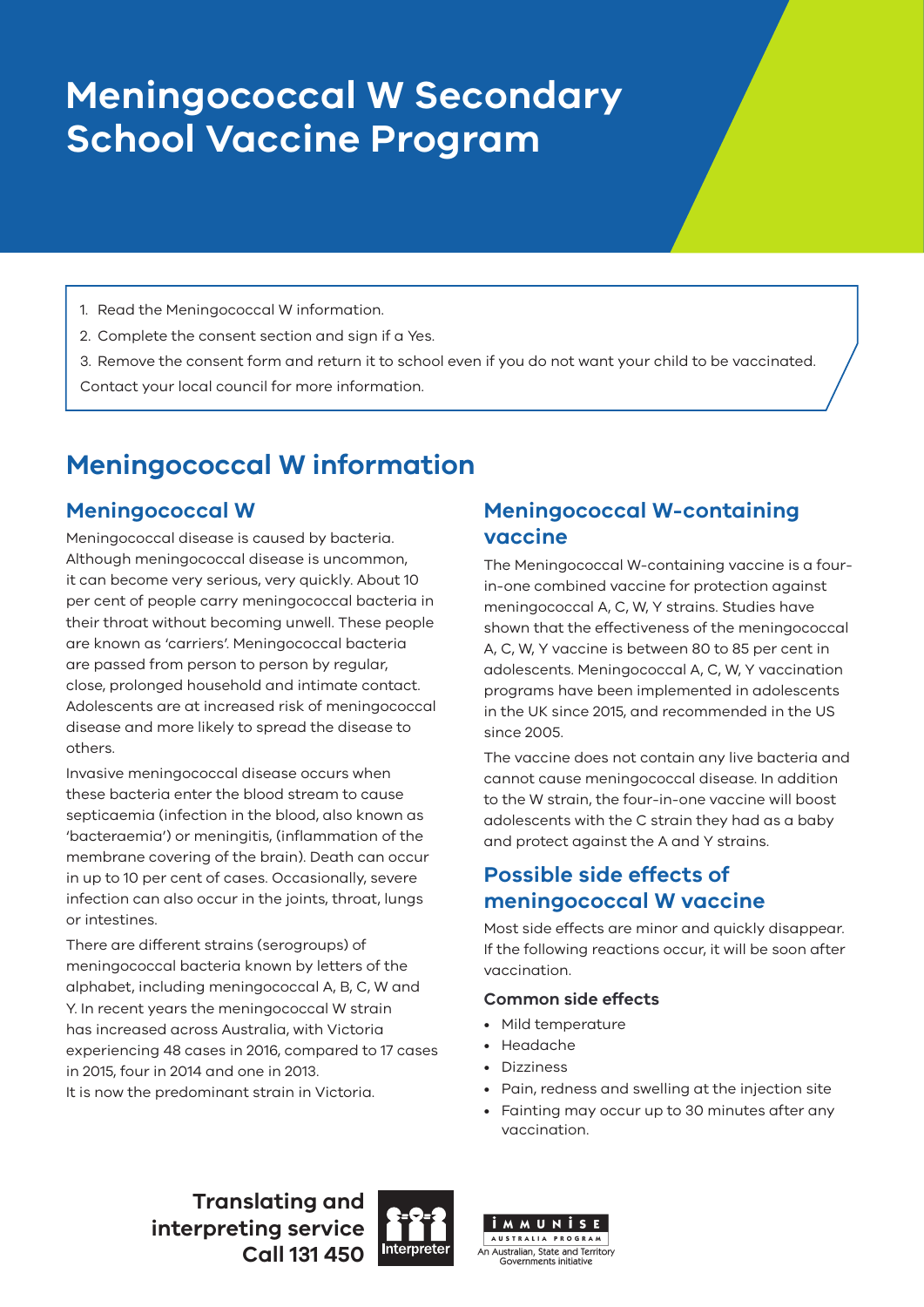# Meningococcal W Secondary School Vaccine Program

1. Read the Meningococcal W information.
2. Complete the consent section and sign if a Yes.
3. Remove the consent form and return it to school even if you do not want your child to be vaccinated.

Contact your local council for more information.

## Meningococcal W information

### Meningococcal W

Meningococcal disease is caused by bacteria. Although meningococcal disease is uncommon, it can become very serious, very quickly. About 10 per cent of people carry meningococcal bacteria in their throat without becoming unwell. These people are known as 'carriers'. Meningococcal bacteria are passed from person to person by regular, close, prolonged household and intimate contact. Adolescents are at increased risk of meningococcal disease and more likely to spread the disease to others.

Invasive meningococcal disease occurs when these bacteria enter the blood stream to cause septicaemia (infection in the blood, also known as 'bacteraemia') or meningitis, (inflammation of the membrane covering of the brain). Death can occur in up to 10 per cent of cases. Occasionally, severe infection can also occur in the joints, throat, lungs or intestines.

There are different strains (serogroups) of meningococcal bacteria known by letters of the alphabet, including meningococcal A, B, C, W and Y. In recent years the meningococcal W strain has increased across Australia, with Victoria experiencing 48 cases in 2016, compared to 17 cases in 2015, four in 2014 and one in 2013.
It is now the predominant strain in Victoria.

### Meningococcal W-containing vaccine

The Meningococcal W-containing vaccine is a four-in-one combined vaccine for protection against meningococcal A, C, W, Y strains. Studies have shown that the effectiveness of the meningococcal A, C, W, Y vaccine is between 80 to 85 per cent in adolescents. Meningococcal A, C, W, Y vaccination programs have been implemented in adolescents in the UK since 2015, and recommended in the US since 2005.

The vaccine does not contain any live bacteria and cannot cause meningococcal disease. In addition to the W strain, the four-in-one vaccine will boost adolescents with the C strain they had as a baby and protect against the A and Y strains.

### Possible side effects of meningococcal W vaccine

Most side effects are minor and quickly disappear. If the following reactions occur, it will be soon after vaccination.

**Common side effects**

- Mild temperature
- Headache
- Dizziness
- Pain, redness and swelling at the injection site
- Fainting may occur up to 30 minutes after any vaccination.

**Translating and interpreting service Call 131 450**

Interpreter

IMMUNISE AUSTRALIA PROGRAM
An Australian, State and Territory Governments initiative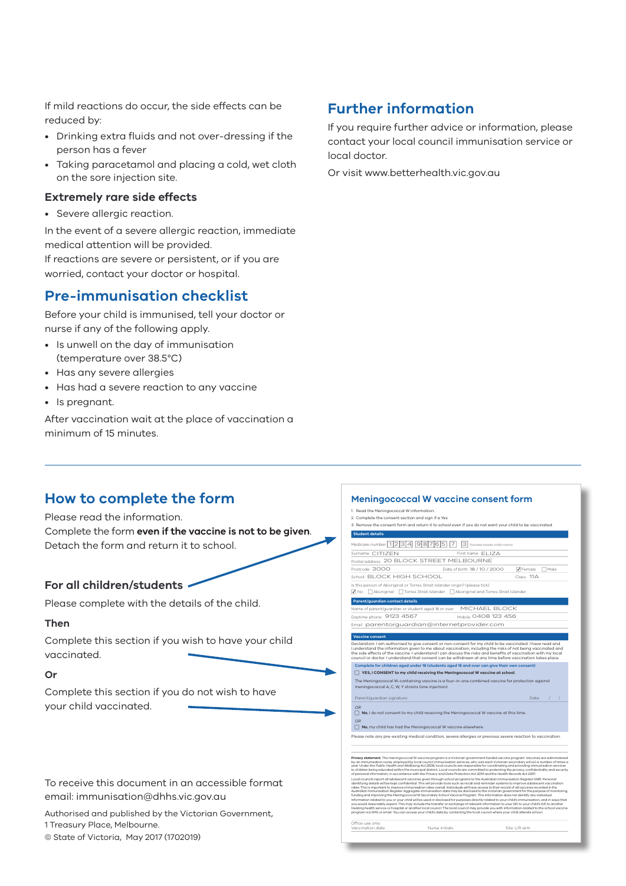If mild reactions do occur, the side effects can be reduced by:

- Drinking extra fluids and not over-dressing if the person has a fever
- Taking paracetamol and placing a cold, wet cloth on the sore injection site.

### Extremely rare side effects

- Severe allergic reaction.

In the event of a severe allergic reaction, immediate medical attention will be provided.

If reactions are severe or persistent, or if you are worried, contact your doctor or hospital.

## Pre-immunisation checklist

Before your child is immunised, tell your doctor or nurse if any of the following apply.

- Is unwell on the day of immunisation (temperature over 38.5°C)
- Has any severe allergies
- Has had a severe reaction to any vaccine
- Is pregnant.

After vaccination wait at the place of vaccination a minimum of 15 minutes.

## Further information

If you require further advice or information, please contact your local council immunisation service or local doctor.

Or visit www.betterhealth.vic.gov.au

## How to complete the form

Please read the information.

Complete the form **even if the vaccine is not to be given**.

Detach the form and return it to school.

### For all children/students

Please complete with the details of the child.

### Then

Complete this section if you wish to have your child vaccinated.

### Or

Complete this section if you do not wish to have your child vaccinated.

## Meningococcal W vaccine consent form

1. Read the Meningococcal W information
2. Complete the consent section and sign if a Yes.
3. Remove the consent form and return it to school even if you do not want your child to be vaccinated.

**Student details**

Medicare number 1234 98765 7 3 (number beside child's name)

Surname CITIZEN First name ELIZA

Postal address 20 BLOCK STREET MELBOURNE

Postcode 3000 Date of birth 18 / 10 / 2000 ☑ Female ☐ Male

School BLOCK HIGH SCHOOL Class 11A

Is this person of Aboriginal or Torres Strait Islander origin? (please tick)

☑ No ☐ Aboriginal ☐ Torres Strait Islander ☐ Aboriginal and Torres Strait Islander

**Parent/guardian contact details**

Name of parent/guardian or student aged 18 or over MICHAEL BLOCK

Daytime phone 9123 4567 Mobile 0408 123 456

Email parentorguardian@internetprovider.com

**Vaccine consent**

Declaration: I am authorised to give consent or non-consent for my child to be vaccinated. I have read and I understand the information given to me about vaccination, including the risks of not being vaccinated and the side effects of the vaccine. I understand I can discuss the risks and benefits of vaccination with my local council or doctor. I understand that consent can be withdrawn at any time before vaccination takes place.

Complete for children aged under 18 (students aged 18 and over can give their own consent)

☐ **YES, I CONSENT to my child receiving the Meningococcal W vaccine at school.**

The Meningococcal W-containing vaccine is a four-in-one combined vaccine for protection against meningococcal A, C, W, Y strains (one injection).

Parent/guardian signature Date / /

OR

☐ **No**, I do not consent to my child receiving the Meningococcal W vaccine at this time.

OR

☐ **No**, my child has had the Meningococcal W vaccine elsewhere.

Please note any pre-existing medical condition, severe allergies or previous severe reaction to vaccination.

**Privacy statement** The meningococcal W vaccine program is a Victorian government funded vaccine program. Vaccines are administered by an immunisation nurse, employed by local council immunisation services, who will visit each Victorian secondary school a number of times a year. Under the *Public Health and Wellbeing Act 2008*, local councils are responsible for coordinating and providing immunisation services to children being educated within the municipal district. Local councils are committed to protecting the privacy, confidentiality and security of personal information, in accordance with the *Privacy and Data Protection Act 2014* and the *Health Records Act 2001*.

Local councils report all adolescent vaccines given through school programs to the Australian Immunisation Register (AIR). Personal identifying details will be kept confidential. This will provide tools such as recall and reminder systems to improve adolescent vaccination rates. This is important to improve immunisation rates overall. Individuals will have access to their record of all vaccines recorded in the Australian Immunisation Register. Aggregate immunisation data may be disclosed to the Victorian government for the purpose of monitoring, funding and improving the Meningococcal W Secondary School Vaccine Program. This information does not identify any individual. Information related to you or your child will be used or disclosed for purposes directly related to your child's immunisation, and in ways that you would reasonably expect. This may include the transfer or exchange of relevant information to your GP, to your child's GP, to another treating health service or hospital or another local council. The local council may provide you with information related to the school vaccine program via SMS or email. You can access your child's data by contacting the local council where your child attends school.

Office use only

Vaccination date Nurse initials Site L/R arm

To receive this document in an accessible format email: immunisation@dhhs.vic.gov.au

Authorised and published by the Victorian Government, 1 Treasury Place, Melbourne.

© State of Victoria, May 2017 (1702019)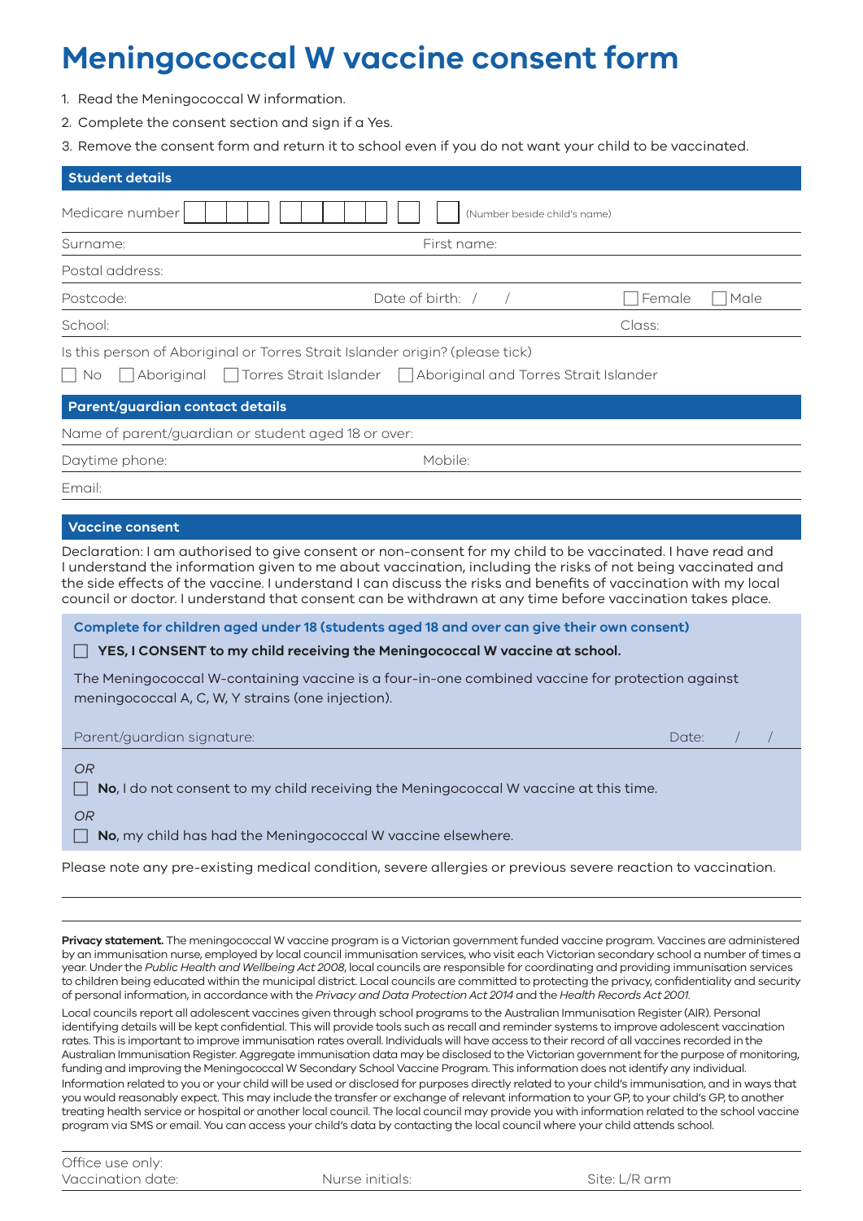# Meningococcal W vaccine consent form

1. Read the Meningococcal W information.
2. Complete the consent section and sign if a Yes.
3. Remove the consent form and return it to school even if you do not want your child to be vaccinated.

## Student details

Medicare number ☐☐☐☐ ☐☐☐☐☐ ☐ ☐ (Number beside child's name)

Surname: First name:

Postal address:

Postcode: Date of birth: / / ☐ Female ☐ Male

School: Class:

Is this person of Aboriginal or Torres Strait Islander origin? (please tick)

☐ No ☐ Aboriginal ☐ Torres Strait Islander ☐ Aboriginal and Torres Strait Islander

## Parent/guardian contact details

Name of parent/guardian or student aged 18 or over:

Daytime phone: Mobile:

Email:

## Vaccine consent

Declaration: I am authorised to give consent or non-consent for my child to be vaccinated. I have read and I understand the information given to me about vaccination, including the risks of not being vaccinated and the side effects of the vaccine. I understand I can discuss the risks and benefits of vaccination with my local council or doctor. I understand that consent can be withdrawn at any time before vaccination takes place.

**Complete for children aged under 18 (students aged 18 and over can give their own consent)**

☐ **YES, I CONSENT to my child receiving the Meningococcal W vaccine at school.**

The Meningococcal W-containing vaccine is a four-in-one combined vaccine for protection against meningococcal A, C, W, Y strains (one injection).

Parent/guardian signature: Date: / /

*OR*

☐ **No**, I do not consent to my child receiving the Meningococcal W vaccine at this time.

*OR*

☐ **No**, my child has had the Meningococcal W vaccine elsewhere.

Please note any pre-existing medical condition, severe allergies or previous severe reaction to vaccination.

**Privacy statement.** The meningococcal W vaccine program is a Victorian government funded vaccine program. Vaccines are administered by an immunisation nurse, employed by local council immunisation services, who visit each Victorian secondary school a number of times a year. Under the *Public Health and Wellbeing Act 2008*, local councils are responsible for coordinating and providing immunisation services to children being educated within the municipal district. Local councils are committed to protecting the privacy, confidentiality and security of personal information, in accordance with the *Privacy and Data Protection Act 2014* and the *Health Records Act 2001*.

Local councils report all adolescent vaccines given through school programs to the Australian Immunisation Register (AIR). Personal identifying details will be kept confidential. This will provide tools such as recall and reminder systems to improve adolescent vaccination rates. This is important to improve immunisation rates overall. Individuals will have access to their record of all vaccines recorded in the Australian Immunisation Register. Aggregate immunisation data may be disclosed to the Victorian government for the purpose of monitoring, funding and improving the Meningococcal W Secondary School Vaccine Program. This information does not identify any individual. Information related to you or your child will be used or disclosed for purposes directly related to your child's immunisation, and in ways that you would reasonably expect. This may include the transfer or exchange of relevant information to your GP, to your child's GP, to another treating health service or hospital or another local council. The local council may provide you with information related to the school vaccine program via SMS or email. You can access your child's data by contacting the local council where your child attends school.

Office use only:

Vaccination date: Nurse initials: Site: L/R arm